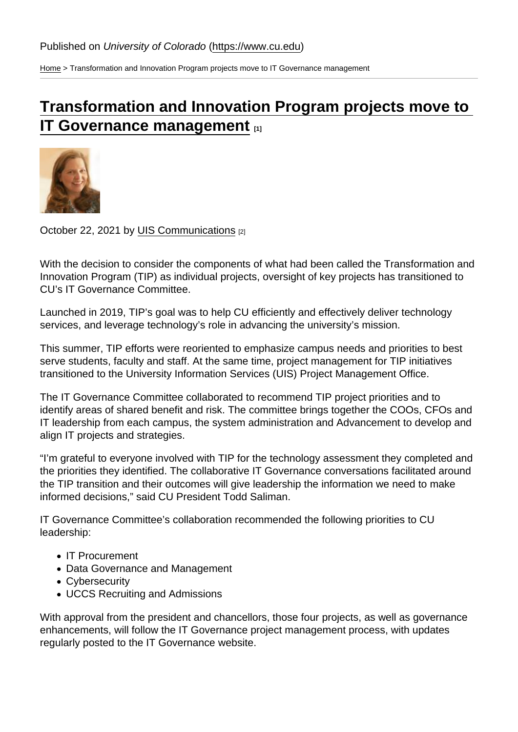Published on *University of Colorado* (https://www.cu.edu)

Home > Transformation and Innovation Program projects move to IT Governance management

# Transformation and Innovation Program projects move to IT Governance management [1]

October 22, 2021 by UIS Communications [2]

With the decision to consider the components of what had been called the Transformation and Innovation Program (TIP) as individual projects, oversight of key projects has transitioned to CU's IT Governance Committee.

Launched in 2019, TIP's goal was to help CU efficiently and effectively deliver technology services, and leverage technology's role in advancing the university's mission.

This summer, TIP efforts were reoriented to emphasize campus needs and priorities to best serve students, faculty and staff. At the same time, project management for TIP initiatives transitioned to the University Information Services (UIS) Project Management Office.

The IT Governance Committee collaborated to recommend TIP project priorities and to identify areas of shared benefit and risk. The committee brings together the COOs, CFOs and IT leadership from each campus, the system administration and Advancement to develop and align IT projects and strategies.

"I'm grateful to everyone involved with TIP for the technology assessment they completed and the priorities they identified. The collaborative IT Governance conversations facilitated around the TIP transition and their outcomes will give leadership the information we need to make informed decisions," said CU President Todd Saliman.

IT Governance Committee's collaboration recommended the following priorities to CU leadership:

- IT Procurement
- Data Governance and Management
- Cybersecurity
- UCCS Recruiting and Admissions

With approval from the president and chancellors, those four projects, as well as governance enhancements, will follow the IT Governance project management process, with updates regularly posted to the IT Governance website.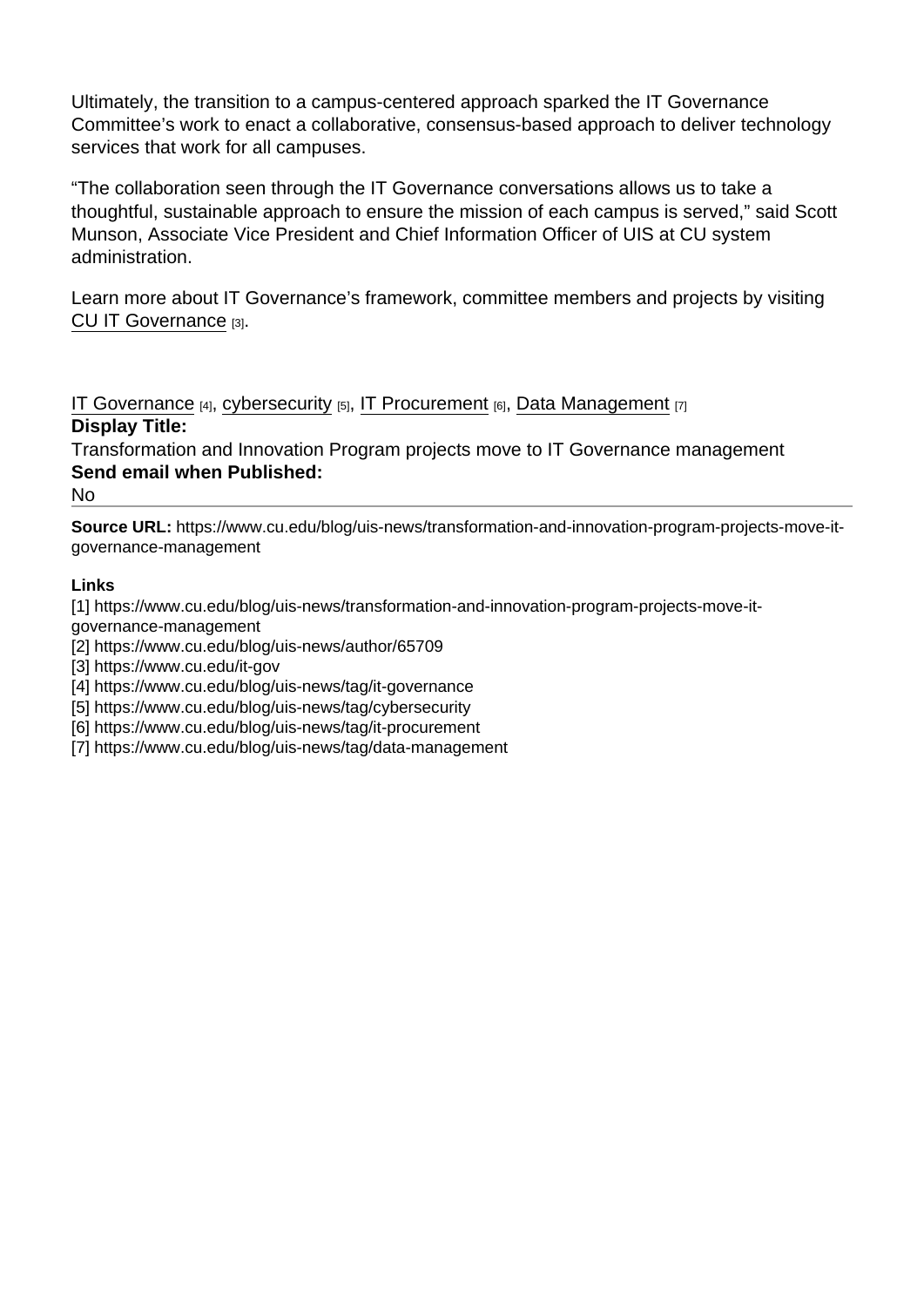Ultimately, the transition to a campus-centered approach sparked the IT Governance Committee's work to enact a collaborative, consensus-based approach to deliver technology services that work for all campuses.

"The collaboration seen through the IT Governance conversations allows us to take a thoughtful, sustainable approach to ensure the mission of each campus is served," said Scott Munson, Associate Vice President and Chief Information Officer of UIS at CU system administration.

Learn more about IT Governance's framework, committee members and projects by visiting CU IT Governance [3].

IT Governance [4], cybersecurity [5], IT Procurement [6], Data Management [7]

**Display Title:**

Transformation and Innovation Program projects move to IT Governance management

**Send email when Published:**

No

---

**Source URL:** https://www.cu.edu/blog/uis-news/transformation-and-innovation-program-projects-move-it-governance-management

**Links**

[1] https://www.cu.edu/blog/uis-news/transformation-and-innovation-program-projects-move-it-governance-management
[2] https://www.cu.edu/blog/uis-news/author/65709
[3] https://www.cu.edu/it-gov
[4] https://www.cu.edu/blog/uis-news/tag/it-governance
[5] https://www.cu.edu/blog/uis-news/tag/cybersecurity
[6] https://www.cu.edu/blog/uis-news/tag/it-procurement
[7] https://www.cu.edu/blog/uis-news/tag/data-management